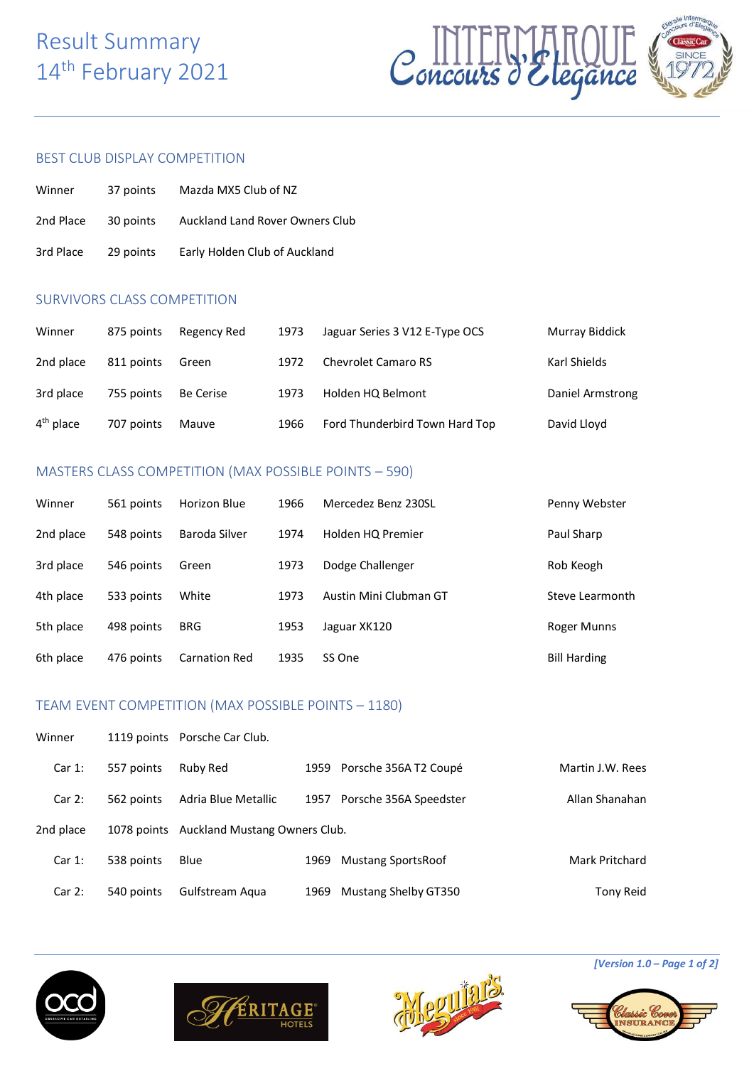# Result Summary
# 14th February 2021

## BEST CLUB DISPLAY COMPETITION

| | | |
|---|---|---|
| Winner | 37 points | Mazda MX5 Club of NZ |
| 2nd Place | 30 points | Auckland Land Rover Owners Club |
| 3rd Place | 29 points | Early Holden Club of Auckland |

## SURVIVORS CLASS COMPETITION

| | | | | | |
|---|---|---|---|---|---|
| Winner | 875 points | Regency Red | 1973 | Jaguar Series 3 V12 E-Type OCS | Murray Biddick |
| 2nd place | 811 points | Green | 1972 | Chevrolet Camaro RS | Karl Shields |
| 3rd place | 755 points | Be Cerise | 1973 | Holden HQ Belmont | Daniel Armstrong |
| 4th place | 707 points | Mauve | 1966 | Ford Thunderbird Town Hard Top | David Lloyd |

## MASTERS CLASS COMPETITION (MAX POSSIBLE POINTS – 590)

| | | | | | |
|---|---|---|---|---|---|
| Winner | 561 points | Horizon Blue | 1966 | Mercedez Benz 230SL | Penny Webster |
| 2nd place | 548 points | Baroda Silver | 1974 | Holden HQ Premier | Paul Sharp |
| 3rd place | 546 points | Green | 1973 | Dodge Challenger | Rob Keogh |
| 4th place | 533 points | White | 1973 | Austin Mini Clubman GT | Steve Learmonth |
| 5th place | 498 points | BRG | 1953 | Jaguar XK120 | Roger Munns |
| 6th place | 476 points | Carnation Red | 1935 | SS One | Bill Harding |

## TEAM EVENT COMPETITION (MAX POSSIBLE POINTS – 1180)

| | | | | | |
|---|---|---|---|---|---|
| Winner | 1119 points | Porsche Car Club. | | | |
| Car 1: | 557 points | Ruby Red | 1959 | Porsche 356A T2 Coupé | Martin J.W. Rees |
| Car 2: | 562 points | Adria Blue Metallic | 1957 | Porsche 356A Speedster | Allan Shanahan |
| 2nd place | 1078 points | Auckland Mustang Owners Club. | | | |
| Car 1: | 538 points | Blue | 1969 | Mustang SportsRoof | Mark Pritchard |
| Car 2: | 540 points | Gulfstream Aqua | 1969 | Mustang Shelby GT350 | Tony Reid |

*[Version 1.0 – Page 1 of 2]*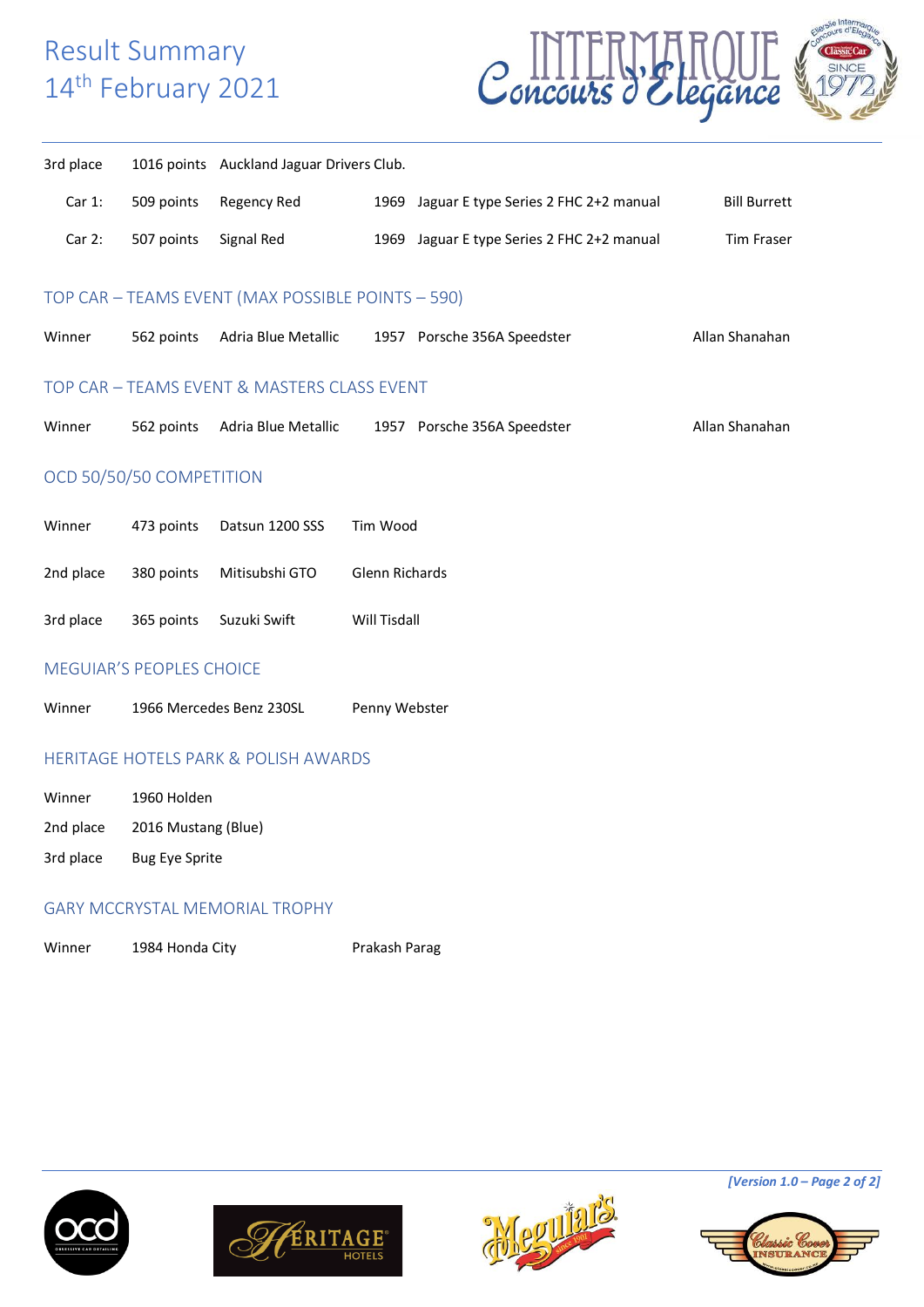# Result Summary
## 14th February 2021

| | | | | | |
|---|---|---|---|---|---|
| 3rd place | 1016 points | Auckland Jaguar Drivers Club. | | | |
| Car 1: | 509 points | Regency Red | 1969 | Jaguar E type Series 2 FHC 2+2 manual | Bill Burrett |
| Car 2: | 507 points | Signal Red | 1969 | Jaguar E type Series 2 FHC 2+2 manual | Tim Fraser |

### TOP CAR – TEAMS EVENT (MAX POSSIBLE POINTS – 590)

| | | | | | |
|---|---|---|---|---|---|
| Winner | 562 points | Adria Blue Metallic | 1957 | Porsche 356A Speedster | Allan Shanahan |

### TOP CAR – TEAMS EVENT & MASTERS CLASS EVENT

| | | | | | |
|---|---|---|---|---|---|
| Winner | 562 points | Adria Blue Metallic | 1957 | Porsche 356A Speedster | Allan Shanahan |

### OCD 50/50/50 COMPETITION

| | | | |
|---|---|---|---|
| Winner | 473 points | Datsun 1200 SSS | Tim Wood |
| 2nd place | 380 points | Mitisubshi GTO | Glenn Richards |
| 3rd place | 365 points | Suzuki Swift | Will Tisdall |

### MEGUIAR'S PEOPLES CHOICE

| | | |
|---|---|---|
| Winner | 1966 Mercedes Benz 230SL | Penny Webster |

### HERITAGE HOTELS PARK & POLISH AWARDS

| | |
|---|---|
| Winner | 1960 Holden |
| 2nd place | 2016 Mustang (Blue) |
| 3rd place | Bug Eye Sprite |

### GARY MCCRYSTAL MEMORIAL TROPHY

| | | |
|---|---|---|
| Winner | 1984 Honda City | Prakash Parag |

*[Version 1.0 – Page 2 of 2]*